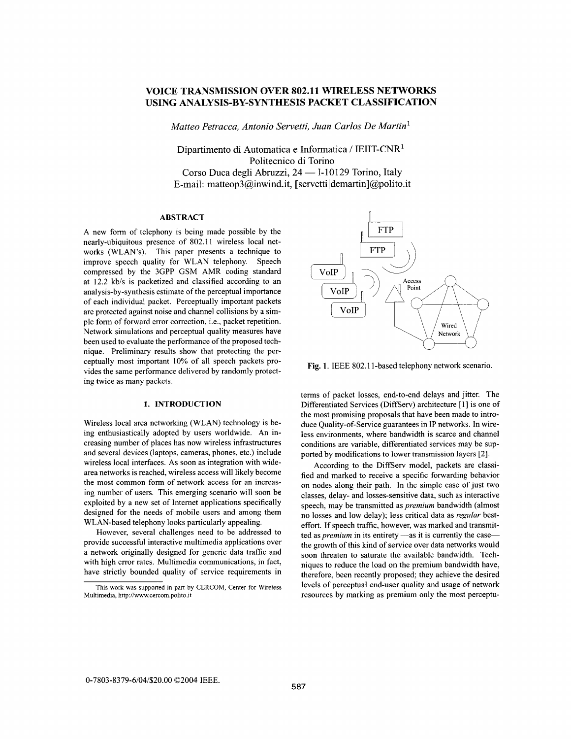# VOICE TRANSMISSION OVER 802.11 WIRELESS NETWORKS USING ANALYSIS-BY-SYNTHESIS PACKET CLASSIFICATION

*Matteo Petracca, Antonio Servetti, Juan Carlos De Martin*[1]

Dipartimento di Automatica e Informatica / IEIIT-CNR[1]
Politecnico di Torino
Corso Duca degli Abruzzi, 24 — I-10129 Torino, Italy
E-mail: matteop3@inwind.it, [servetti|demartin]@polito.it

## ABSTRACT

A new form of telephony is being made possible by the nearly-ubiquitous presence of 802.11 wireless local networks (WLAN's). This paper presents a technique to improve speech quality for WLAN telephony. Speech compressed by the 3GPP GSM AMR coding standard at 12.2 kb/s is packetized and classified according to an analysis-by-synthesis estimate of the perceptual importance of each individual packet. Perceptually important packets are protected against noise and channel collisions by a simple form of forward error correction, i.e., packet repetition. Network simulations and perceptual quality measures have been used to evaluate the performance of the proposed technique. Preliminary results show that protecting the perceptually most important 10% of all speech packets provides the same performance delivered by randomly protecting twice as many packets.

## 1. INTRODUCTION

Wireless local area networking (WLAN) technology is being enthusiastically adopted by users worldwide. An increasing number of places has now wireless infrastructures and several devices (laptops, cameras, phones, etc.) include wireless local interfaces. As soon as integration with wide-area networks is reached, wireless access will likely become the most common form of network access for an increasing number of users. This emerging scenario will soon be exploited by a new set of Internet applications specifically designed for the needs of mobile users and among them WLAN-based telephony looks particularly appealing.

However, several challenges need to be addressed to provide successful interactive multimedia applications over a network originally designed for generic data traffic and with high error rates. Multimedia communications, in fact, have strictly bounded quality of service requirements in terms of packet losses, end-to-end delays and jitter. The Differentiated Services (DiffServ) architecture [1] is one of the most promising proposals that have been made to introduce Quality-of-Service guarantees in IP networks. In wireless environments, where bandwidth is scarce and channel conditions are variable, differentiated services may be supported by modifications to lower transmission layers [2].

This work was supported in part by CERCOM, Center for Wireless Multimedia, http://www.cercom.polito.it

Fig. 1. IEEE 802.11-based telephony network scenario.

According to the DiffServ model, packets are classified and marked to receive a specific forwarding behavior on nodes along their path. In the simple case of just two classes, delay- and losses-sensitive data, such as interactive speech, may be transmitted as *premium* bandwidth (almost no losses and low delay); less critical data as *regular* best-effort. If speech traffic, however, was marked and transmitted as *premium* in its entirety —as it is currently the case— the growth of this kind of service over data networks would soon threaten to saturate the available bandwidth. Techniques to reduce the load on the premium bandwidth have, therefore, been recently proposed; they achieve the desired levels of perceptual end-user quality and usage of network resources by marking as premium only the most perceptu-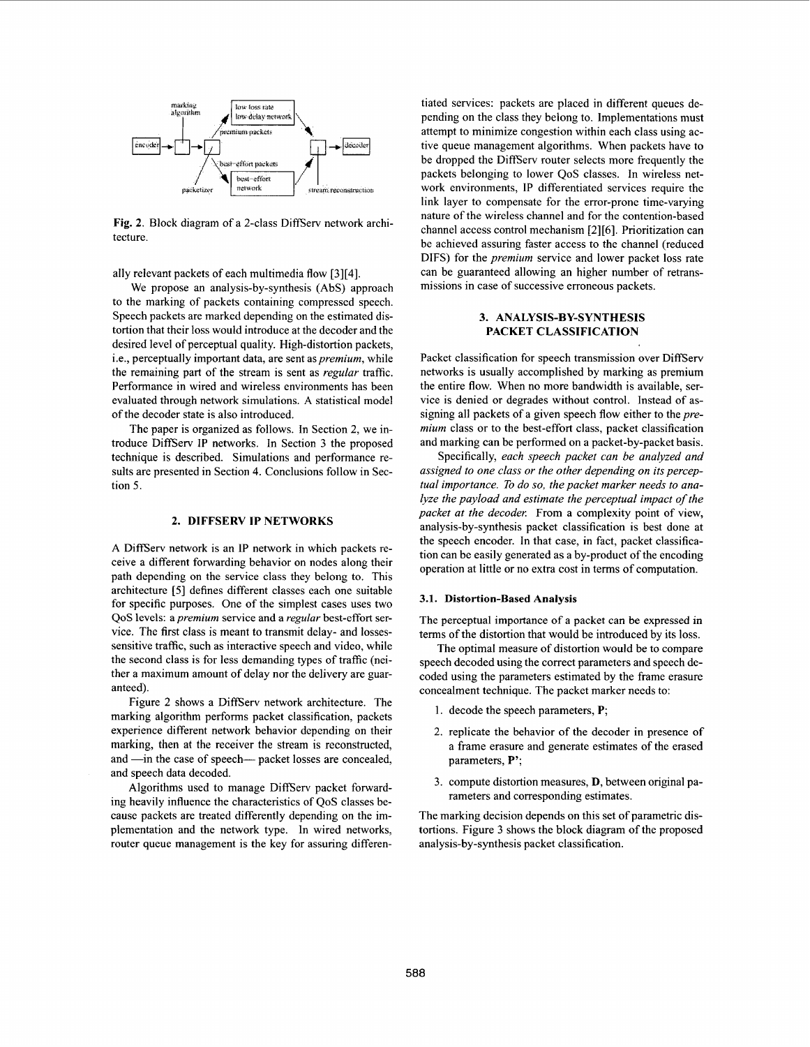marking algorithm

low loss rate low-delay network

premium packets

encoder

decoder

best-effort packets

best-effort network

packetizer

stream reconstruction

**Fig. 2**. Block diagram of a 2-class DiffServ network architecture.

ally relevant packets of each multimedia flow [3][4].

We propose an analysis-by-synthesis (AbS) approach to the marking of packets containing compressed speech. Speech packets are marked depending on the estimated distortion that their loss would introduce at the decoder and the desired level of perceptual quality. High-distortion packets, i.e., perceptually important data, are sent as *premium*, while the remaining part of the stream is sent as *regular* traffic. Performance in wired and wireless environments has been evaluated through network simulations. A statistical model of the decoder state is also introduced.

The paper is organized as follows. In Section 2, we introduce DiffServ IP networks. In Section 3 the proposed technique is described. Simulations and performance results are presented in Section 4. Conclusions follow in Section 5.

## 2. DIFFSERV IP NETWORKS

A DiffServ network is an IP network in which packets receive a different forwarding behavior on nodes along their path depending on the service class they belong to. This architecture [5] defines different classes each one suitable for specific purposes. One of the simplest cases uses two QoS levels: a *premium* service and a *regular* best-effort service. The first class is meant to transmit delay- and losses-sensitive traffic, such as interactive speech and video, while the second class is for less demanding types of traffic (neither a maximum amount of delay nor the delivery are guaranteed).

Figure 2 shows a DiffServ network architecture. The marking algorithm performs packet classification, packets experience different network behavior depending on their marking, then at the receiver the stream is reconstructed, and —in the case of speech— packet losses are concealed, and speech data decoded.

Algorithms used to manage DiffServ packet forwarding heavily influence the characteristics of QoS classes because packets are treated differently depending on the implementation and the network type. In wired networks, router queue management is the key for assuring differentiated services: packets are placed in different queues depending on the class they belong to. Implementations must attempt to minimize congestion within each class using active queue management algorithms. When packets have to be dropped the DiffServ router selects more frequently the packets belonging to lower QoS classes. In wireless network environments, IP differentiated services require the link layer to compensate for the error-prone time-varying nature of the wireless channel and for the contention-based channel access control mechanism [2][6]. Prioritization can be achieved assuring faster access to the channel (reduced DIFS) for the *premium* service and lower packet loss rate can be guaranteed allowing an higher number of retransmissions in case of successive erroneous packets.

## 3. ANALYSIS-BY-SYNTHESIS PACKET CLASSIFICATION

Packet classification for speech transmission over DiffServ networks is usually accomplished by marking as premium the entire flow. When no more bandwidth is available, service is denied or degrades without control. Instead of assigning all packets of a given speech flow either to the *premium* class or to the best-effort class, packet classification and marking can be performed on a packet-by-packet basis.

Specifically, *each speech packet can be analyzed and assigned to one class or the other depending on its perceptual importance. To do so, the packet marker needs to analyze the payload and estimate the perceptual impact of the packet at the decoder.* From a complexity point of view, analysis-by-synthesis packet classification is best done at the speech encoder. In that case, in fact, packet classification can be easily generated as a by-product of the encoding operation at little or no extra cost in terms of computation.

### 3.1. Distortion-Based Analysis

The perceptual importance of a packet can be expressed in terms of the distortion that would be introduced by its loss.

The optimal measure of distortion would be to compare speech decoded using the correct parameters and speech decoded using the parameters estimated by the frame erasure concealment technique. The packet marker needs to:

1. decode the speech parameters, **P**;
2. replicate the behavior of the decoder in presence of a frame erasure and generate estimates of the erased parameters, **P'**;
3. compute distortion measures, **D**, between original parameters and corresponding estimates.

The marking decision depends on this set of parametric distortions. Figure 3 shows the block diagram of the proposed analysis-by-synthesis packet classification.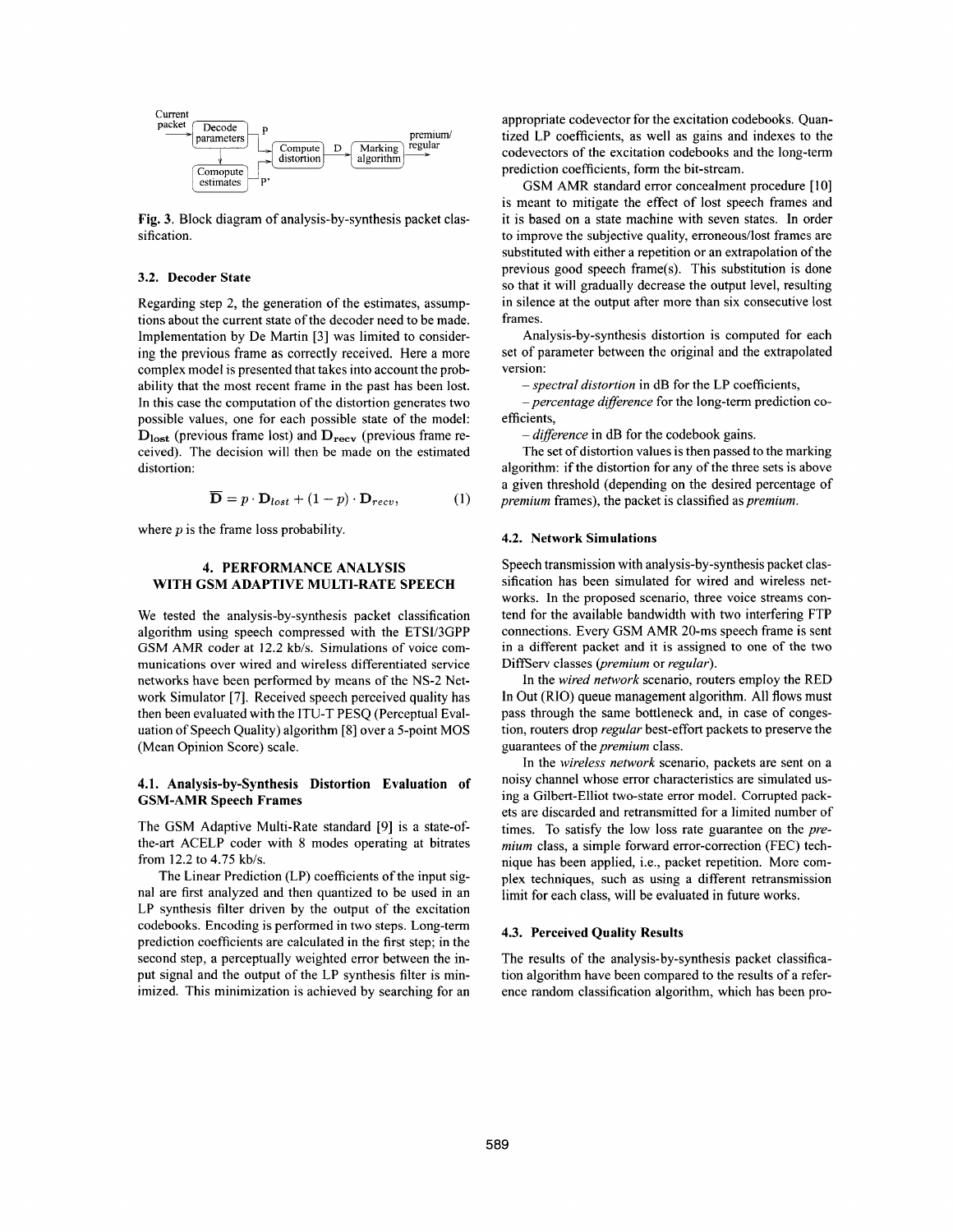Current packet

Decode parameters

P

Comopute estimates

P'

Compute distortion

D

Marking algorithm

premium/ regular

**Fig. 3**. Block diagram of analysis-by-synthesis packet classification.

### 3.2. Decoder State

Regarding step 2, the generation of the estimates, assumptions about the current state of the decoder need to be made. Implementation by De Martin [3] was limited to considering the previous frame as correctly received. Here a more complex model is presented that takes into account the probability that the most recent frame in the past has been lost. In this case the computation of the distortion generates two possible values, one for each possible state of the model: $\mathbf{D_{lost}}$ (previous frame lost) and $\mathbf{D_{recv}}$ (previous frame received). The decision will then be made on the estimated distortion:

$$\overline{\mathbf{D}} = p \cdot \mathbf{D}_{lost} + (1 - p) \cdot \mathbf{D}_{recv}, \tag{1}$$

where $p$ is the frame loss probability.

## 4. PERFORMANCE ANALYSIS WITH GSM ADAPTIVE MULTI-RATE SPEECH

We tested the analysis-by-synthesis packet classification algorithm using speech compressed with the ETSI/3GPP GSM AMR coder at 12.2 kb/s. Simulations of voice communications over wired and wireless differentiated service networks have been performed by means of the NS-2 Network Simulator [7]. Received speech perceived quality has then been evaluated with the ITU-T PESQ (Perceptual Evaluation of Speech Quality) algorithm [8] over a 5-point MOS (Mean Opinion Score) scale.

### 4.1. Analysis-by-Synthesis Distortion Evaluation of GSM-AMR Speech Frames

The GSM Adaptive Multi-Rate standard [9] is a state-of-the-art ACELP coder with 8 modes operating at bitrates from 12.2 to 4.75 kb/s.

The Linear Prediction (LP) coefficients of the input signal are first analyzed and then quantized to be used in an LP synthesis filter driven by the output of the excitation codebooks. Encoding is performed in two steps. Long-term prediction coefficients are calculated in the first step; in the second step, a perceptually weighted error between the input signal and the output of the LP synthesis filter is minimized. This minimization is achieved by searching for an appropriate codevector for the excitation codebooks. Quantized LP coefficients, as well as gains and indexes to the codevectors of the excitation codebooks and the long-term prediction coefficients, form the bit-stream.

GSM AMR standard error concealment procedure [10] is meant to mitigate the effect of lost speech frames and it is based on a state machine with seven states. In order to improve the subjective quality, erroneous/lost frames are substituted with either a repetition or an extrapolation of the previous good speech frame(s). This substitution is done so that it will gradually decrease the output level, resulting in silence at the output after more than six consecutive lost frames.

Analysis-by-synthesis distortion is computed for each set of parameter between the original and the extrapolated version:

– *spectral distortion* in dB for the LP coefficients,

– *percentage difference* for the long-term prediction coefficients,

– *difference* in dB for the codebook gains.

The set of distortion values is then passed to the marking algorithm: if the distortion for any of the three sets is above a given threshold (depending on the desired percentage of *premium* frames), the packet is classified as *premium*.

### 4.2. Network Simulations

Speech transmission with analysis-by-synthesis packet classification has been simulated for wired and wireless networks. In the proposed scenario, three voice streams contend for the available bandwidth with two interfering FTP connections. Every GSM AMR 20-ms speech frame is sent in a different packet and it is assigned to one of the two DiffServ classes (*premium* or *regular*).

In the *wired network* scenario, routers employ the RED In Out (RIO) queue management algorithm. All flows must pass through the same bottleneck and, in case of congestion, routers drop *regular* best-effort packets to preserve the guarantees of the *premium* class.

In the *wireless network* scenario, packets are sent on a noisy channel whose error characteristics are simulated using a Gilbert-Elliot two-state error model. Corrupted packets are discarded and retransmitted for a limited number of times. To satisfy the low loss rate guarantee on the *premium* class, a simple forward error-correction (FEC) technique has been applied, i.e., packet repetition. More complex techniques, such as using a different retransmission limit for each class, will be evaluated in future works.

### 4.3. Perceived Quality Results

The results of the analysis-by-synthesis packet classification algorithm have been compared to the results of a reference random classification algorithm, which has been pro-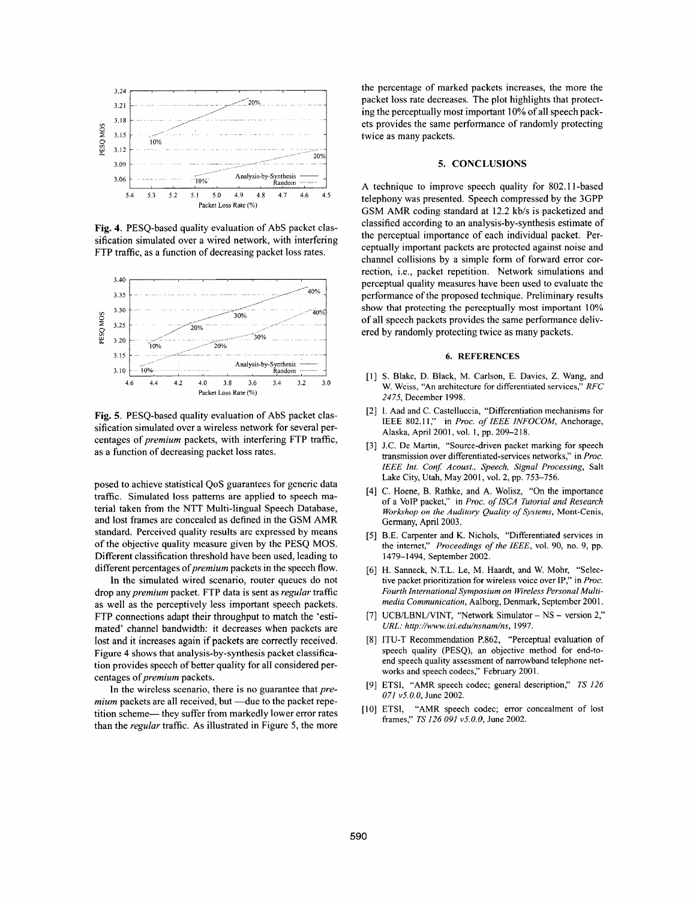3.24
3.21
3.18
3.15
3.12
3.09
3.06

PESQ MOS

20%
10%
20%
10%

Analysis-by-Synthesis
Random

5.4 5.3 5.2 5.1 5.0 4.9 4.8 4.7 4.6 4.5

Packet Loss Rate (%)

**Fig. 4**. PESQ-based quality evaluation of AbS packet classification simulated over a wired network, with interfering FTP traffic, as a function of decreasing packet loss rates.

3.40
3.35
3.30
3.25
3.20
3.15
3.10

PESQ MOS

40%
40%
30%
30%
20%
20%
10%
10%

Analysis-by-Synthesis
Random

4.6 4.4 4.2 4.0 3.8 3.6 3.4 3.2 3.0

Packet Loss Rate (%)

**Fig. 5**. PESQ-based quality evaluation of AbS packet classification simulated over a wireless network for several percentages of *premium* packets, with interfering FTP traffic, as a function of decreasing packet loss rates.

posed to achieve statistical QoS guarantees for generic data traffic. Simulated loss patterns are applied to speech material taken from the NTT Multi-lingual Speech Database, and lost frames are concealed as defined in the GSM AMR standard. Perceived quality results are expressed by means of the objective quality measure given by the PESQ MOS. Different classification threshold have been used, leading to different percentages of *premium* packets in the speech flow.

In the simulated wired scenario, router queues do not drop any *premium* packet. FTP data is sent as *regular* traffic as well as the perceptively less important speech packets. FTP connections adapt their throughput to match the 'estimated' channel bandwidth: it decreases when packets are lost and it increases again if packets are correctly received. Figure 4 shows that analysis-by-synthesis packet classification provides speech of better quality for all considered percentages of *premium* packets.

In the wireless scenario, there is no guarantee that *premium* packets are all received, but —due to the packet repetition scheme— they suffer from markedly lower error rates than the *regular* traffic. As illustrated in Figure 5, the more the percentage of marked packets increases, the more the packet loss rate decreases. The plot highlights that protecting the perceptually most important 10% of all speech packets provides the same performance of randomly protecting twice as many packets.

## 5. CONCLUSIONS

A technique to improve speech quality for 802.11-based telephony was presented. Speech compressed by the 3GPP GSM AMR coding standard at 12.2 kb/s is packetized and classified according to an analysis-by-synthesis estimate of the perceptual importance of each individual packet. Perceptually important packets are protected against noise and channel collisions by a simple form of forward error correction, i.e., packet repetition. Network simulations and perceptual quality measures have been used to evaluate the performance of the proposed technique. Preliminary results show that protecting the perceptually most important 10% of all speech packets provides the same performance delivered by randomly protecting twice as many packets.

## 6. REFERENCES

[1] S. Blake, D. Black, M. Carlson, E. Davies, Z. Wang, and W. Weiss, "An architecture for differentiated services," *RFC 2475*, December 1998.

[2] I. Aad and C. Castelluccia, "Differentiation mechanisms for IEEE 802.11," in *Proc. of IEEE INFOCOM*, Anchorage, Alaska, April 2001, vol. 1, pp. 209–218.

[3] J.C. De Martin, "Source-driven packet marking for speech transmission over differentiated-services networks," in *Proc. IEEE Int. Conf. Acoust., Speech, Signal Processing*, Salt Lake City, Utah, May 2001, vol. 2, pp. 753–756.

[4] C. Hoene, B. Rathke, and A. Wolisz, "On the importance of a VoIP packet," in *Proc. of ISCA Tutorial and Research Workshop on the Auditory Quality of Systems*, Mont-Cenis, Germany, April 2003.

[5] B.E. Carpenter and K. Nichols, "Differentiated services in the internet," *Proceedings of the IEEE*, vol. 90, no. 9, pp. 1479–1494, September 2002.

[6] H. Sanneck, N.T.L. Le, M. Haardt, and W. Mohr, "Selective packet prioritization for wireless voice over IP," in *Proc. Fourth International Symposium on Wireless Personal Multimedia Communication*, Aalborg, Denmark, September 2001.

[7] UCB/LBNL/VINT, "Network Simulator – NS – version 2," *URL: http://www.isi.edu/nsnam/ns*, 1997.

[8] ITU-T Recommendation P.862, "Perceptual evaluation of speech quality (PESQ), an objective method for end-to-end speech quality assessment of narrowband telephone networks and speech codecs," February 2001.

[9] ETSI, "AMR speech codec; general description," *TS 126 071 v5.0.0*, June 2002.

[10] ETSI, "AMR speech codec; error concealment of lost frames," *TS 126 091 v5.0.0*, June 2002.